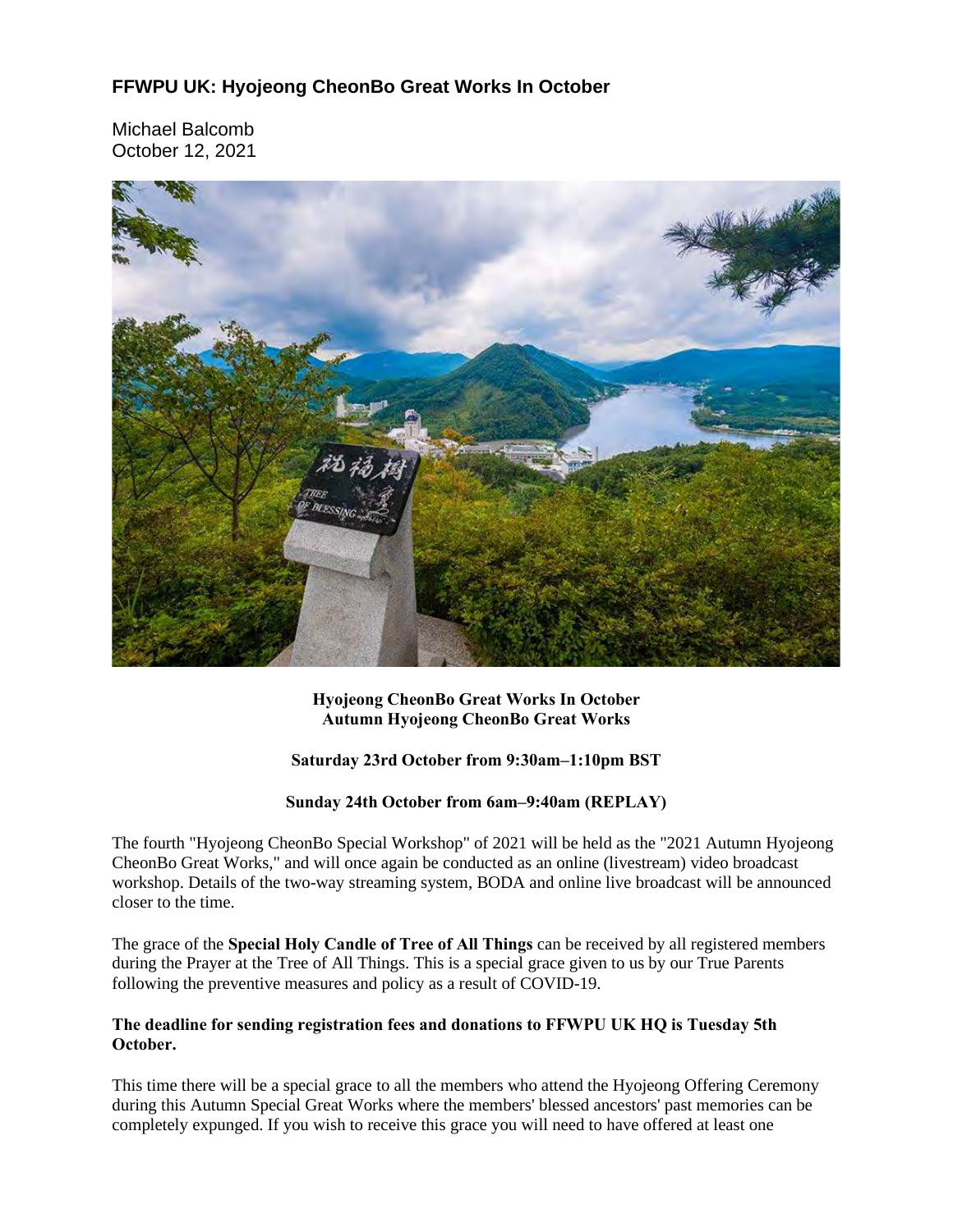# FFWPU UK: Hyojeong CheonBo Great Works In October

Michael Balcomb
October 12, 2021

**Hyojeong CheonBo Great Works In October**
**Autumn Hyojeong CheonBo Great Works**

**Saturday 23rd October from 9:30am–1:10pm BST**

**Sunday 24th October from 6am–9:40am (REPLAY)**

The fourth "Hyojeong CheonBo Special Workshop" of 2021 will be held as the "2021 Autumn Hyojeong CheonBo Great Works," and will once again be conducted as an online (livestream) video broadcast workshop. Details of the two-way streaming system, BODA and online live broadcast will be announced closer to the time.

The grace of the **Special Holy Candle of Tree of All Things** can be received by all registered members during the Prayer at the Tree of All Things. This is a special grace given to us by our True Parents following the preventive measures and policy as a result of COVID-19.

**The deadline for sending registration fees and donations to FFWPU UK HQ is Tuesday 5th October.**

This time there will be a special grace to all the members who attend the Hyojeong Offering Ceremony during this Autumn Special Great Works where the members' blessed ancestors' past memories can be completely expunged. If you wish to receive this grace you will need to have offered at least one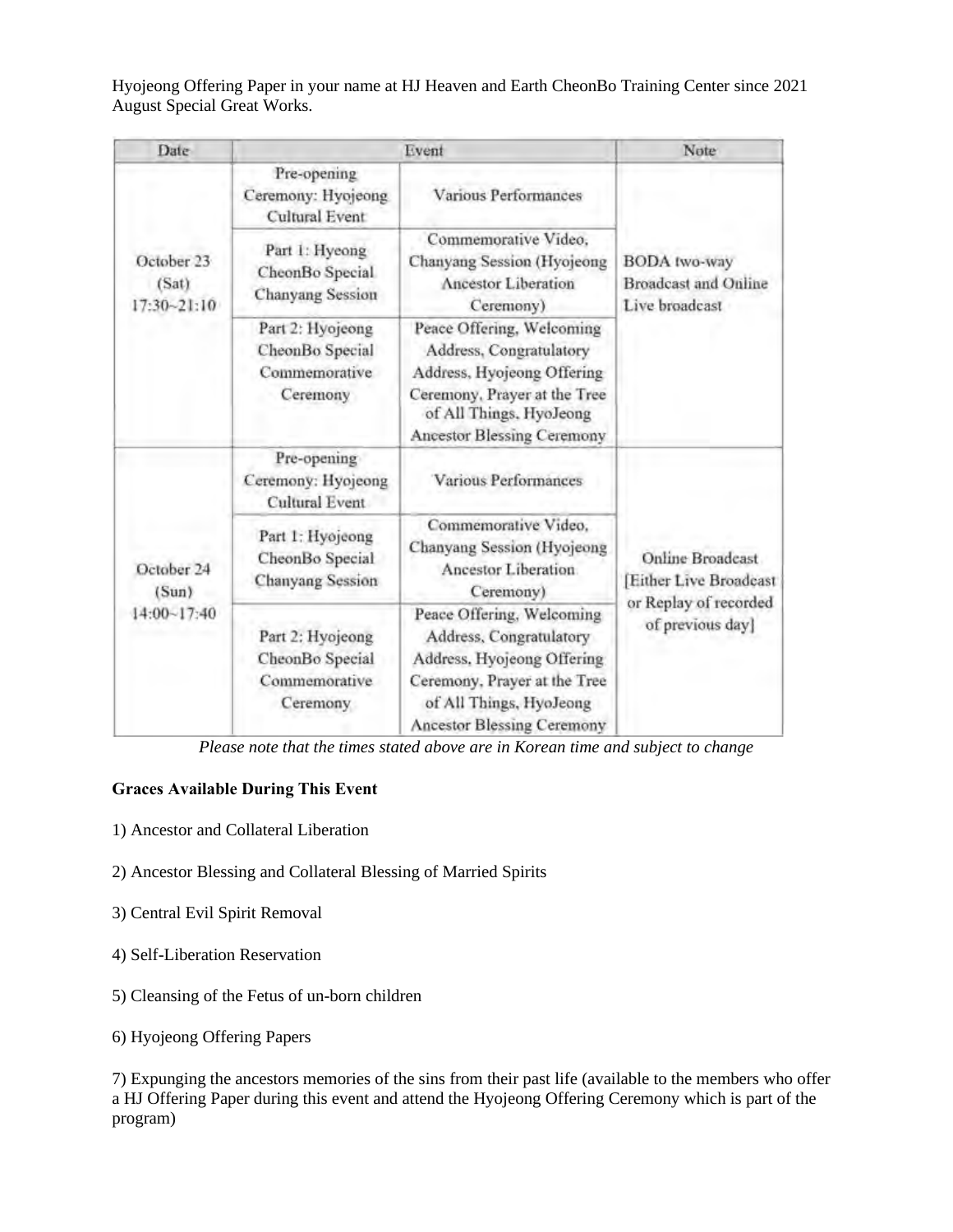Hyojeong Offering Paper in your name at HJ Heaven and Earth CheonBo Training Center since 2021 August Special Great Works.

| Date | Event | | Note |
|---|---|---|---|
| October 23 (Sat) 17:30~21:10 | Pre-opening Ceremony: Hyojeong Cultural Event | Various Performances | BODA two-way Broadcast and Online Live broadcast |
| | Part 1: Hyeong CheonBo Special Chanyang Session | Commemorative Video, Chanyang Session (Hyojeong Ancestor Liberation Ceremony) | |
| | Part 2: Hyojeong CheonBo Special Commemorative Ceremony | Peace Offering, Welcoming Address, Congratulatory Address, Hyojeong Offering Ceremony, Prayer at the Tree of All Things, HyoJeong Ancestor Blessing Ceremony | |
| October 24 (Sun) 14:00~17:40 | Pre-opening Ceremony: Hyojeong Cultural Event | Various Performances | Online Broadcast [Either Live Broadcast or Replay of recorded of previous day] |
| | Part 1: Hyojeong CheonBo Special Chanyang Session | Commemorative Video, Chanyang Session (Hyojeong Ancestor Liberation Ceremony) | |
| | Part 2: Hyojeong CheonBo Special Commemorative Ceremony | Peace Offering, Welcoming Address, Congratulatory Address, Hyojeong Offering Ceremony, Prayer at the Tree of All Things, HyoJeong Ancestor Blessing Ceremony | |

*Please note that the times stated above are in Korean time and subject to change*

**Graces Available During This Event**

1) Ancestor and Collateral Liberation

2) Ancestor Blessing and Collateral Blessing of Married Spirits

3) Central Evil Spirit Removal

4) Self-Liberation Reservation

5) Cleansing of the Fetus of un-born children

6) Hyojeong Offering Papers

7) Expunging the ancestors memories of the sins from their past life (available to the members who offer a HJ Offering Paper during this event and attend the Hyojeong Offering Ceremony which is part of the program)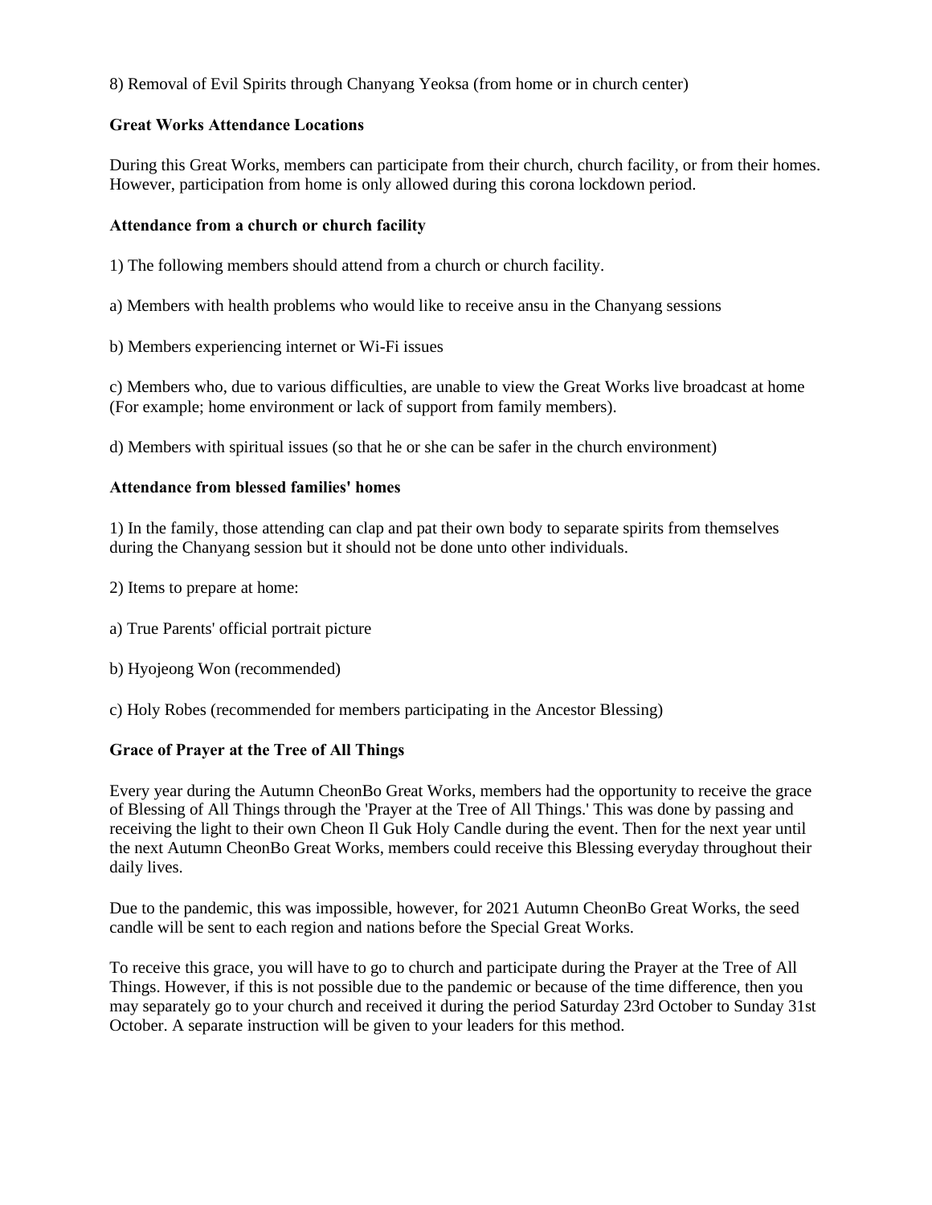8) Removal of Evil Spirits through Chanyang Yeoksa (from home or in church center)

**Great Works Attendance Locations**

During this Great Works, members can participate from their church, church facility, or from their homes. However, participation from home is only allowed during this corona lockdown period.

**Attendance from a church or church facility**

1) The following members should attend from a church or church facility.

a) Members with health problems who would like to receive ansu in the Chanyang sessions

b) Members experiencing internet or Wi-Fi issues

c) Members who, due to various difficulties, are unable to view the Great Works live broadcast at home (For example; home environment or lack of support from family members).

d) Members with spiritual issues (so that he or she can be safer in the church environment)

**Attendance from blessed families' homes**

1) In the family, those attending can clap and pat their own body to separate spirits from themselves during the Chanyang session but it should not be done unto other individuals.

2) Items to prepare at home:

a) True Parents' official portrait picture

b) Hyojeong Won (recommended)

c) Holy Robes (recommended for members participating in the Ancestor Blessing)

**Grace of Prayer at the Tree of All Things**

Every year during the Autumn CheonBo Great Works, members had the opportunity to receive the grace of Blessing of All Things through the 'Prayer at the Tree of All Things.' This was done by passing and receiving the light to their own Cheon Il Guk Holy Candle during the event. Then for the next year until the next Autumn CheonBo Great Works, members could receive this Blessing everyday throughout their daily lives.

Due to the pandemic, this was impossible, however, for 2021 Autumn CheonBo Great Works, the seed candle will be sent to each region and nations before the Special Great Works.

To receive this grace, you will have to go to church and participate during the Prayer at the Tree of All Things. However, if this is not possible due to the pandemic or because of the time difference, then you may separately go to your church and received it during the period Saturday 23rd October to Sunday 31st October. A separate instruction will be given to your leaders for this method.